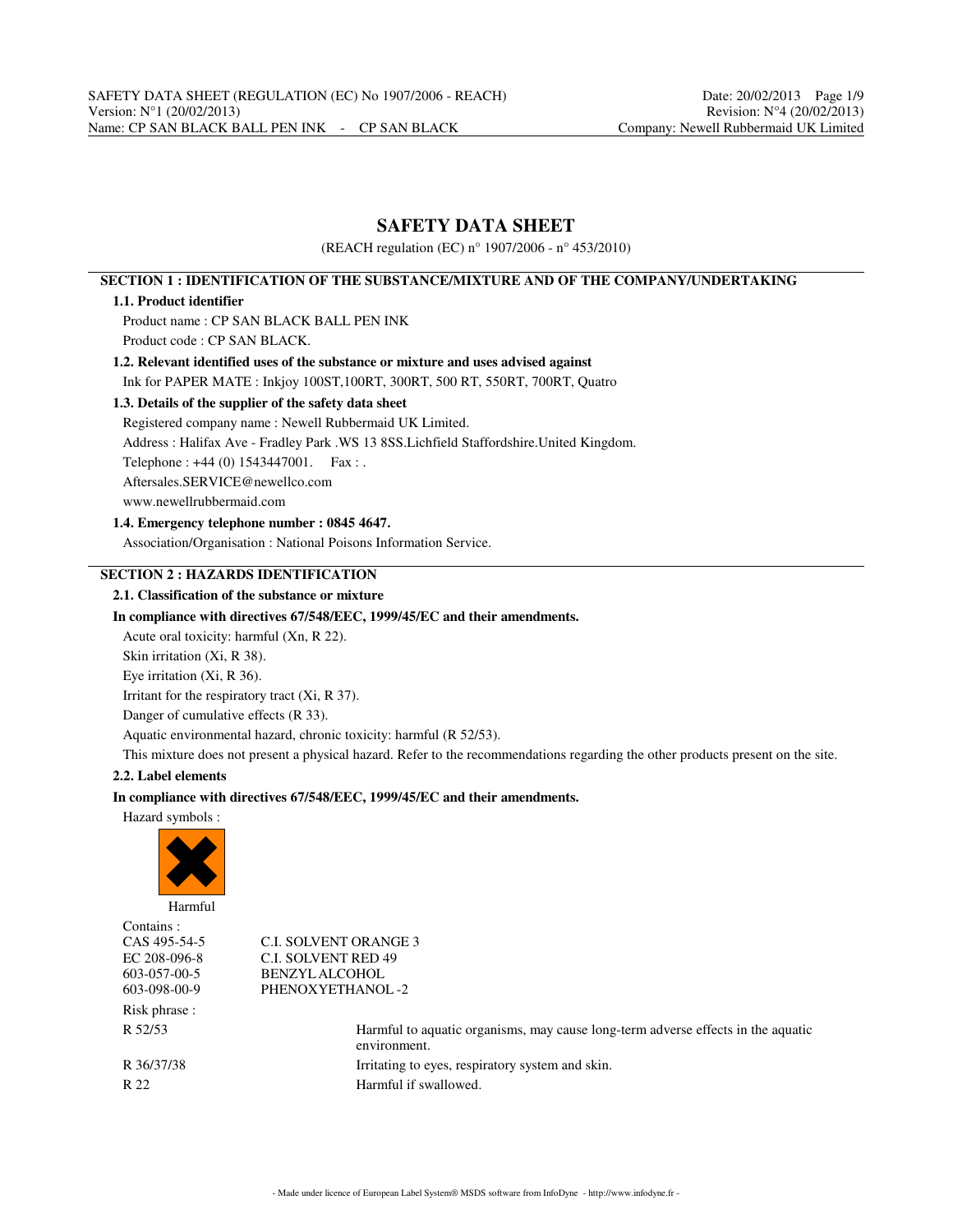# SAFETY DATA SHEET

(REACH regulation (EC) n° 1907/2006 - n° 453/2010)

## SECTION 1 : IDENTIFICATION OF THE SUBSTANCE/MIXTURE AND OF THE COMPANY/UNDERTAKING

### 1.1. Product identifier

Product name : CP SAN BLACK BALL PEN INK

Product code : CP SAN BLACK.

### 1.2. Relevant identified uses of the substance or mixture and uses advised against

Ink for PAPER MATE : Inkjoy 100ST,100RT, 300RT, 500 RT, 550RT, 700RT, Quatro

### 1.3. Details of the supplier of the safety data sheet

Registered company name : Newell Rubbermaid UK Limited.

Address : Halifax Ave - Fradley Park .WS 13 8SS.Lichfield Staffordshire.United Kingdom.

Telephone : +44 (0) 1543447001. Fax : .

Aftersales.SERVICE@newellco.com

www.newellrubbermaid.com

### 1.4. Emergency telephone number : 0845 4647.

Association/Organisation : National Poisons Information Service.

## SECTION 2 : HAZARDS IDENTIFICATION

### 2.1. Classification of the substance or mixture

**In compliance with directives 67/548/EEC, 1999/45/EC and their amendments.**

Acute oral toxicity: harmful (Xn, R 22).

Skin irritation (Xi, R 38).

Eye irritation (Xi, R 36).

Irritant for the respiratory tract (Xi, R 37).

Danger of cumulative effects (R 33).

Aquatic environmental hazard, chronic toxicity: harmful (R 52/53).

This mixture does not present a physical hazard. Refer to the recommendations regarding the other products present on the site.

### 2.2. Label elements

**In compliance with directives 67/548/EEC, 1999/45/EC and their amendments.**

Hazard symbols :

Harmful

Contains :

| | |
|---|---|
| CAS 495-54-5 | C.I. SOLVENT ORANGE 3 |
| EC 208-096-8 | C.I. SOLVENT RED 49 |
| 603-057-00-5 | BENZYL ALCOHOL |
| 603-098-00-9 | PHENOXYETHANOL -2 |

Risk phrase :

| | |
|---|---|
| R 52/53 | Harmful to aquatic organisms, may cause long-term adverse effects in the aquatic environment. |
| R 36/37/38 | Irritating to eyes, respiratory system and skin. |
| R 22 | Harmful if swallowed. |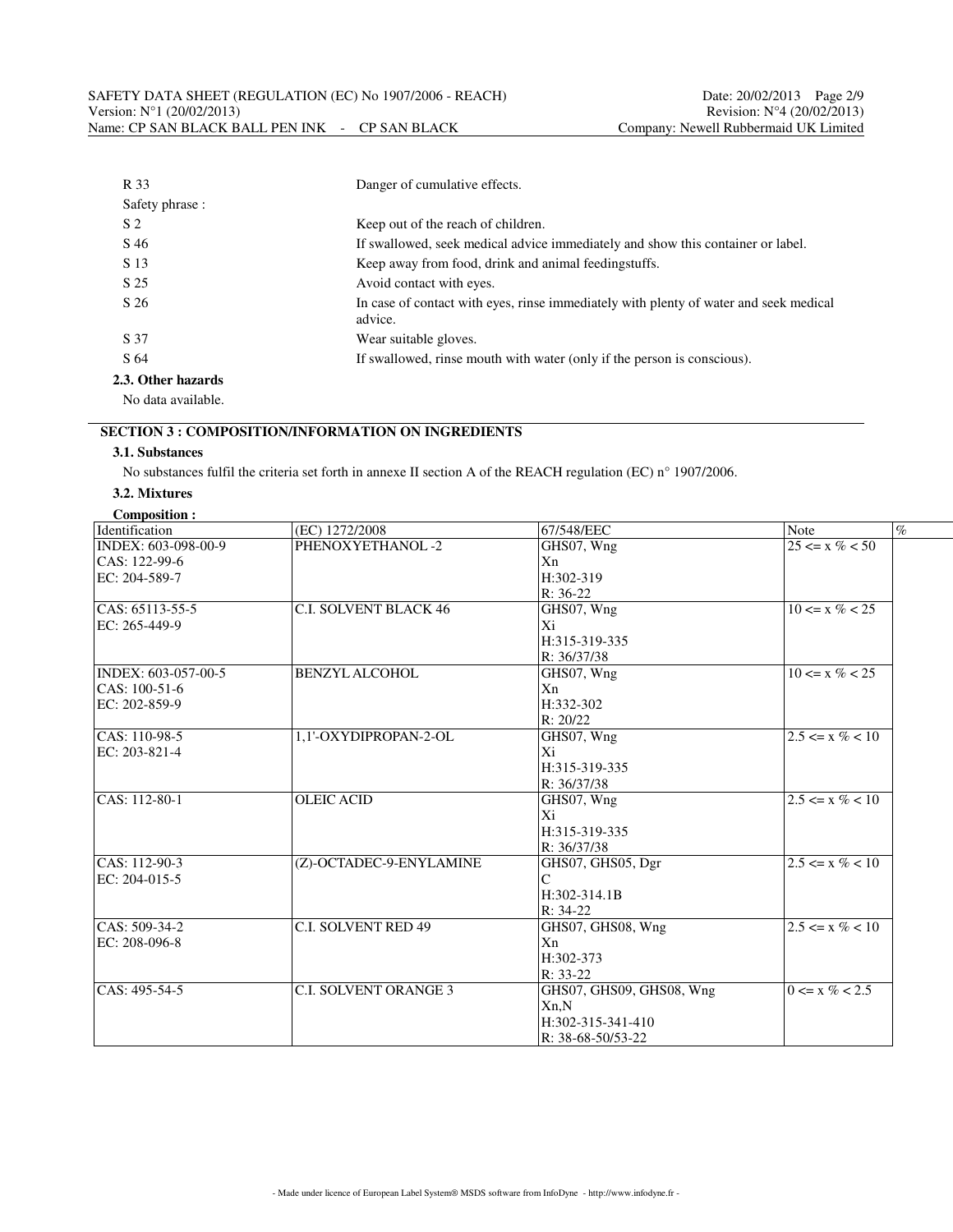| | |
|---|---|
| R 33 | Danger of cumulative effects. |
| Safety phrase : | |
| S 2 | Keep out of the reach of children. |
| S 46 | If swallowed, seek medical advice immediately and show this container or label. |
| S 13 | Keep away from food, drink and animal feedingstuffs. |
| S 25 | Avoid contact with eyes. |
| S 26 | In case of contact with eyes, rinse immediately with plenty of water and seek medical advice. |
| S 37 | Wear suitable gloves. |
| S 64 | If swallowed, rinse mouth with water (only if the person is conscious). |

### 2.3. Other hazards

No data available.

## SECTION 3 : COMPOSITION/INFORMATION ON INGREDIENTS

### 3.1. Substances

No substances fulfil the criteria set forth in annexe II section A of the REACH regulation (EC) n° 1907/2006.

### 3.2. Mixtures

**Composition :**

| Identification | (EC) 1272/2008 | 67/548/EEC | Note | % |
|---|---|---|---|---|
| INDEX: 603-098-00-9<br>CAS: 122-99-6<br>EC: 204-589-7 | PHENOXYETHANOL -2 | GHS07, Wng<br>Xn<br>H:302-319<br>R: 36-22 | 25 <= x % < 50 | |
| CAS: 65113-55-5<br>EC: 265-449-9 | C.I. SOLVENT BLACK 46 | GHS07, Wng<br>Xi<br>H:315-319-335<br>R: 36/37/38 | 10 <= x % < 25 | |
| INDEX: 603-057-00-5<br>CAS: 100-51-6<br>EC: 202-859-9 | BENZYL ALCOHOL | GHS07, Wng<br>Xn<br>H:332-302<br>R: 20/22 | 10 <= x % < 25 | |
| CAS: 110-98-5<br>EC: 203-821-4 | 1,1'-OXYDIPROPAN-2-OL | GHS07, Wng<br>Xi<br>H:315-319-335<br>R: 36/37/38 | 2.5 <= x % < 10 | |
| CAS: 112-80-1 | OLEIC ACID | GHS07, Wng<br>Xi<br>H:315-319-335<br>R: 36/37/38 | 2.5 <= x % < 10 | |
| CAS: 112-90-3<br>EC: 204-015-5 | (Z)-OCTADEC-9-ENYLAMINE | GHS07, GHS05, Dgr<br>C<br>H:302-314.1B<br>R: 34-22 | 2.5 <= x % < 10 | |
| CAS: 509-34-2<br>EC: 208-096-8 | C.I. SOLVENT RED 49 | GHS07, GHS08, Wng<br>Xn<br>H:302-373<br>R: 33-22 | 2.5 <= x % < 10 | |
| CAS: 495-54-5 | C.I. SOLVENT ORANGE 3 | GHS07, GHS09, GHS08, Wng<br>Xn,N<br>H:302-315-341-410<br>R: 38-68-50/53-22 | 0 <= x % < 2.5 | |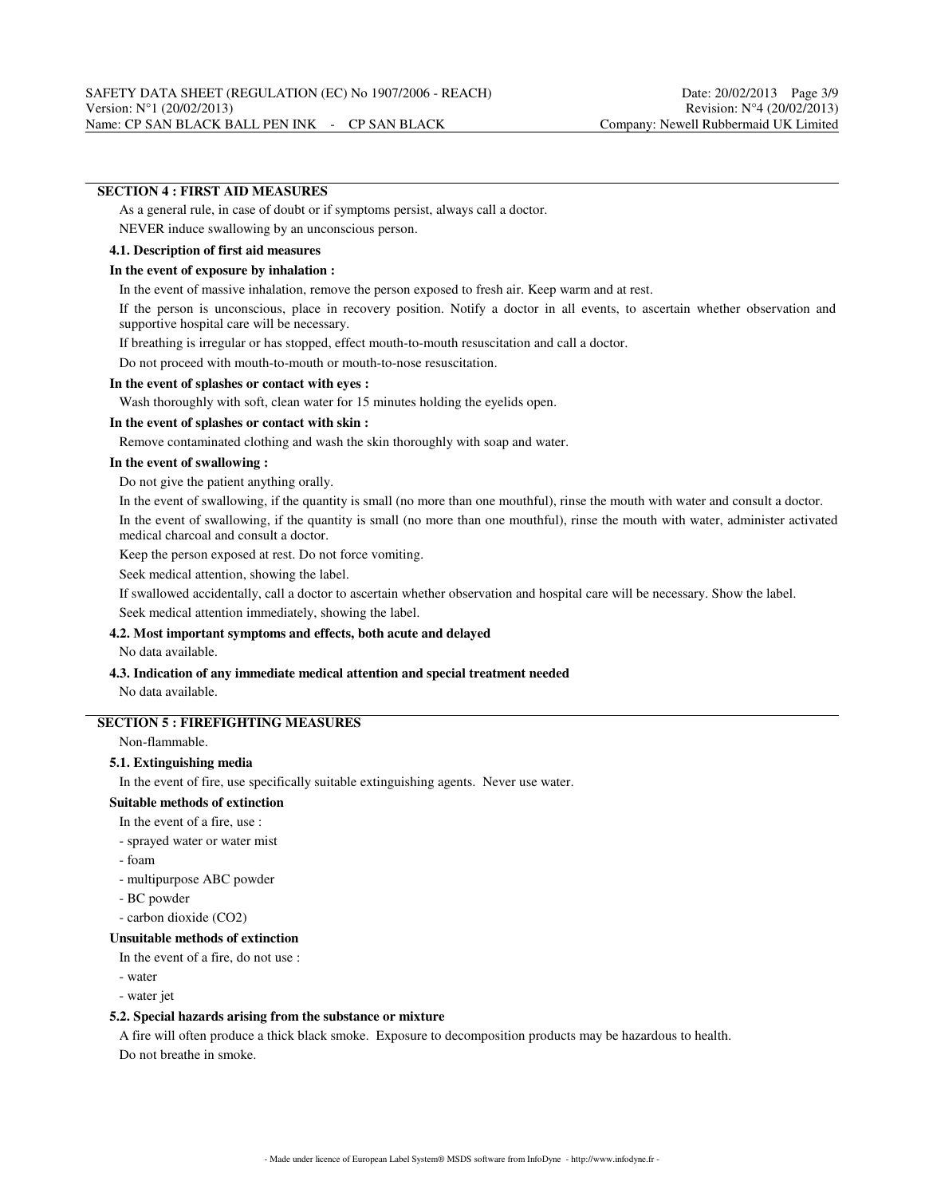## SECTION 4 : FIRST AID MEASURES

As a general rule, in case of doubt or if symptoms persist, always call a doctor.

NEVER induce swallowing by an unconscious person.

### 4.1. Description of first aid measures

**In the event of exposure by inhalation :**

In the event of massive inhalation, remove the person exposed to fresh air. Keep warm and at rest.

If the person is unconscious, place in recovery position. Notify a doctor in all events, to ascertain whether observation and supportive hospital care will be necessary.

If breathing is irregular or has stopped, effect mouth-to-mouth resuscitation and call a doctor.

Do not proceed with mouth-to-mouth or mouth-to-nose resuscitation.

**In the event of splashes or contact with eyes :**

Wash thoroughly with soft, clean water for 15 minutes holding the eyelids open.

**In the event of splashes or contact with skin :**

Remove contaminated clothing and wash the skin thoroughly with soap and water.

**In the event of swallowing :**

Do not give the patient anything orally.

In the event of swallowing, if the quantity is small (no more than one mouthful), rinse the mouth with water and consult a doctor.

In the event of swallowing, if the quantity is small (no more than one mouthful), rinse the mouth with water, administer activated medical charcoal and consult a doctor.

Keep the person exposed at rest. Do not force vomiting.

Seek medical attention, showing the label.

If swallowed accidentally, call a doctor to ascertain whether observation and hospital care will be necessary. Show the label.

Seek medical attention immediately, showing the label.

### 4.2. Most important symptoms and effects, both acute and delayed

No data available.

### 4.3. Indication of any immediate medical attention and special treatment needed

No data available.

## SECTION 5 : FIREFIGHTING MEASURES

Non-flammable.

### 5.1. Extinguishing media

In the event of fire, use specifically suitable extinguishing agents. Never use water.

**Suitable methods of extinction**

In the event of a fire, use :

- sprayed water or water mist
- foam
- multipurpose ABC powder
- BC powder
- carbon dioxide ($CO_2$)

**Unsuitable methods of extinction**

In the event of a fire, do not use :

- water
- water jet

### 5.2. Special hazards arising from the substance or mixture

A fire will often produce a thick black smoke. Exposure to decomposition products may be hazardous to health.

Do not breathe in smoke.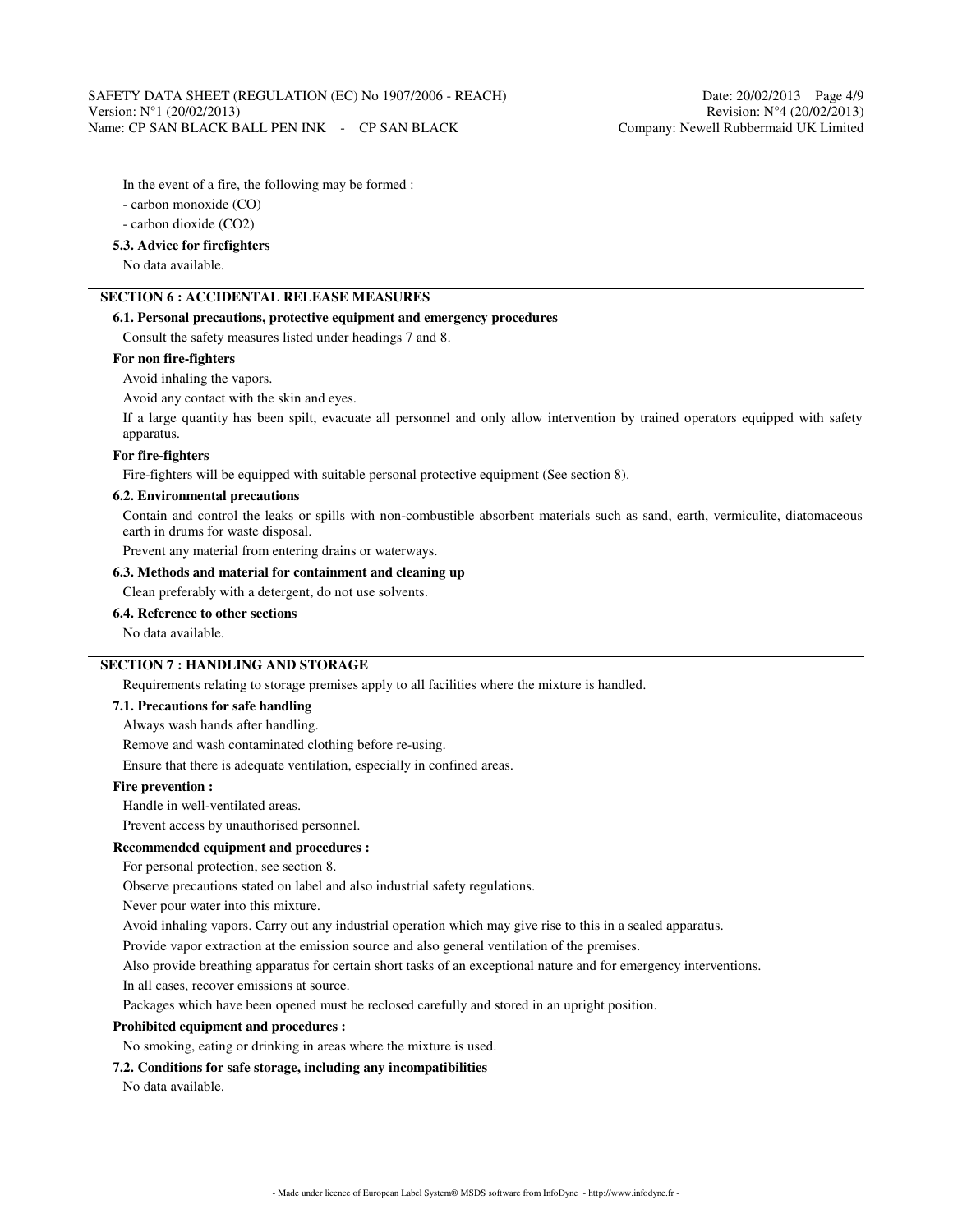In the event of a fire, the following may be formed :

- carbon monoxide (CO)
- carbon dioxide ($CO_2$)

### 5.3. Advice for firefighters

No data available.

## SECTION 6 : ACCIDENTAL RELEASE MEASURES

### 6.1. Personal precautions, protective equipment and emergency procedures

Consult the safety measures listed under headings 7 and 8.

**For non fire-fighters**

Avoid inhaling the vapors.

Avoid any contact with the skin and eyes.

If a large quantity has been spilt, evacuate all personnel and only allow intervention by trained operators equipped with safety apparatus.

**For fire-fighters**

Fire-fighters will be equipped with suitable personal protective equipment (See section 8).

### 6.2. Environmental precautions

Contain and control the leaks or spills with non-combustible absorbent materials such as sand, earth, vermiculite, diatomaceous earth in drums for waste disposal.

Prevent any material from entering drains or waterways.

### 6.3. Methods and material for containment and cleaning up

Clean preferably with a detergent, do not use solvents.

### 6.4. Reference to other sections

No data available.

## SECTION 7 : HANDLING AND STORAGE

Requirements relating to storage premises apply to all facilities where the mixture is handled.

### 7.1. Precautions for safe handling

Always wash hands after handling.

Remove and wash contaminated clothing before re-using.

Ensure that there is adequate ventilation, especially in confined areas.

**Fire prevention :**

Handle in well-ventilated areas.

Prevent access by unauthorised personnel.

**Recommended equipment and procedures :**

For personal protection, see section 8.

Observe precautions stated on label and also industrial safety regulations.

Never pour water into this mixture.

Avoid inhaling vapors. Carry out any industrial operation which may give rise to this in a sealed apparatus.

Provide vapor extraction at the emission source and also general ventilation of the premises.

Also provide breathing apparatus for certain short tasks of an exceptional nature and for emergency interventions.

In all cases, recover emissions at source.

Packages which have been opened must be reclosed carefully and stored in an upright position.

**Prohibited equipment and procedures :**

No smoking, eating or drinking in areas where the mixture is used.

### 7.2. Conditions for safe storage, including any incompatibilities

No data available.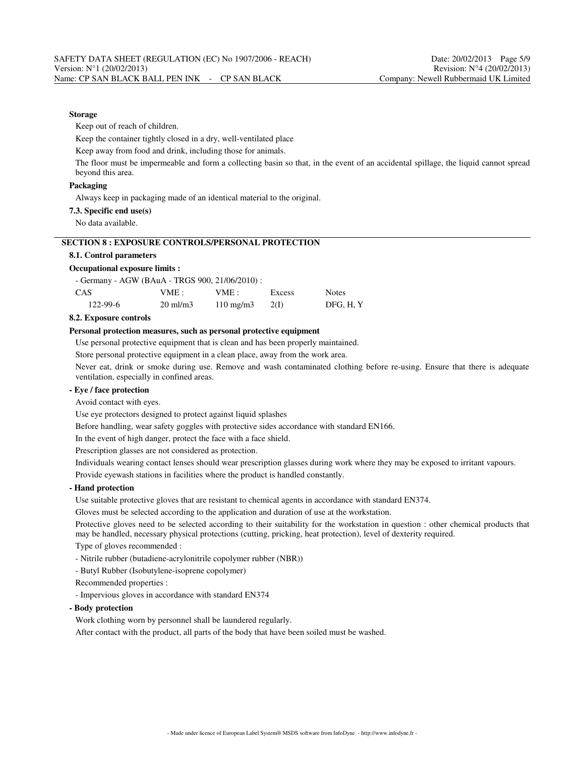**Storage**

Keep out of reach of children.

Keep the container tightly closed in a dry, well-ventilated place

Keep away from food and drink, including those for animals.

The floor must be impermeable and form a collecting basin so that, in the event of an accidental spillage, the liquid cannot spread beyond this area.

**Packaging**

Always keep in packaging made of an identical material to the original.

**7.3. Specific end use(s)**

No data available.

## SECTION 8 : EXPOSURE CONTROLS/PERSONAL PROTECTION

**8.1. Control parameters**

**Occupational exposure limits :**

- Germany - AGW (BAuA - TRGS 900, 21/06/2010) :

| CAS | VME : | VME : | Excess | Notes |
|---|---|---|---|---|
| 122-99-6 | 20 ml/m3 | 110 mg/m3 | 2(I) | DFG, H, Y |

**8.2. Exposure controls**

**Personal protection measures, such as personal protective equipment**

Use personal protective equipment that is clean and has been properly maintained.

Store personal protective equipment in a clean place, away from the work area.

Never eat, drink or smoke during use. Remove and wash contaminated clothing before re-using. Ensure that there is adequate ventilation, especially in confined areas.

**- Eye / face protection**

Avoid contact with eyes.

Use eye protectors designed to protect against liquid splashes

Before handling, wear safety goggles with protective sides accordance with standard EN166.

In the event of high danger, protect the face with a face shield.

Prescription glasses are not considered as protection.

Individuals wearing contact lenses should wear prescription glasses during work where they may be exposed to irritant vapours.

Provide eyewash stations in facilities where the product is handled constantly.

**- Hand protection**

Use suitable protective gloves that are resistant to chemical agents in accordance with standard EN374.

Gloves must be selected according to the application and duration of use at the workstation.

Protective gloves need to be selected according to their suitability for the workstation in question : other chemical products that may be handled, necessary physical protections (cutting, pricking, heat protection), level of dexterity required.

Type of gloves recommended :

- Nitrile rubber (butadiene-acrylonitrile copolymer rubber (NBR))

- Butyl Rubber (Isobutylene-isoprene copolymer)

Recommended properties :

- Impervious gloves in accordance with standard EN374

**- Body protection**

Work clothing worn by personnel shall be laundered regularly.

After contact with the product, all parts of the body that have been soiled must be washed.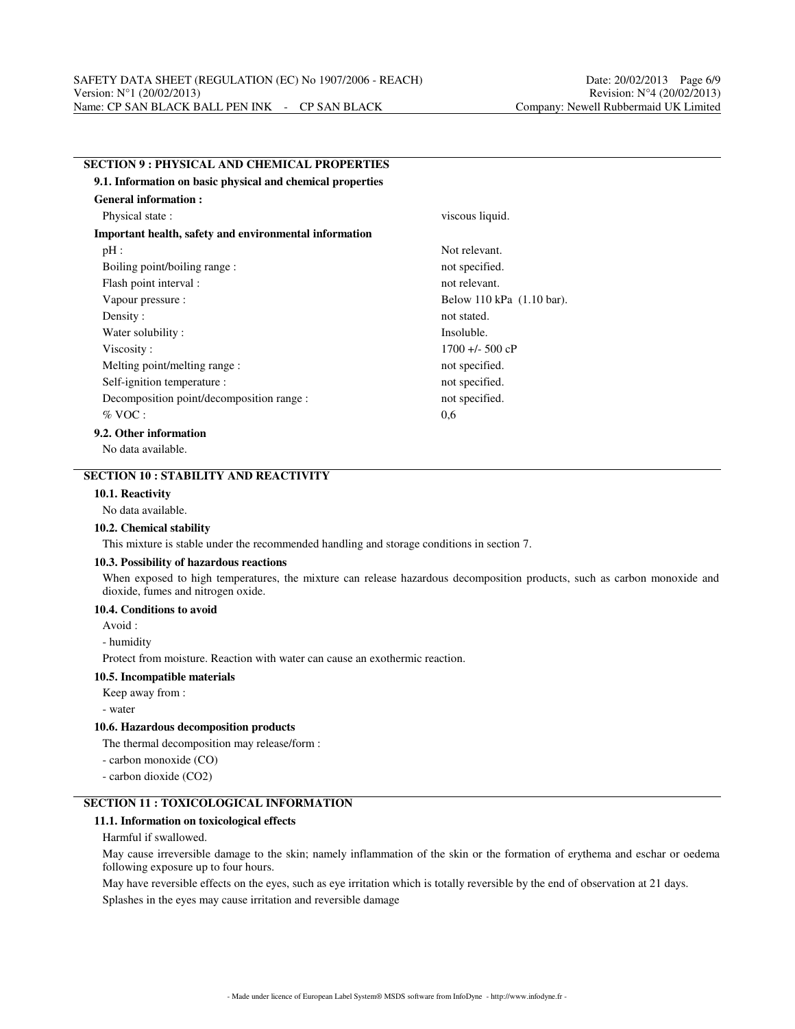## SECTION 9 : PHYSICAL AND CHEMICAL PROPERTIES

### 9.1. Information on basic physical and chemical properties

**General information :**

| | |
|---|---|
| Physical state : | viscous liquid. |

**Important health, safety and environmental information**

| | |
|---|---|
| pH : | Not relevant. |
| Boiling point/boiling range : | not specified. |
| Flash point interval : | not relevant. |
| Vapour pressure : | Below 110 kPa (1.10 bar). |
| Density : | not stated. |
| Water solubility : | Insoluble. |
| Viscosity : | 1700 +/- 500 cP |
| Melting point/melting range : | not specified. |
| Self-ignition temperature : | not specified. |
| Decomposition point/decomposition range : | not specified. |
| % VOC : | 0,6 |

### 9.2. Other information

No data available.

## SECTION 10 : STABILITY AND REACTIVITY

### 10.1. Reactivity

No data available.

### 10.2. Chemical stability

This mixture is stable under the recommended handling and storage conditions in section 7.

### 10.3. Possibility of hazardous reactions

When exposed to high temperatures, the mixture can release hazardous decomposition products, such as carbon monoxide and dioxide, fumes and nitrogen oxide.

### 10.4. Conditions to avoid

Avoid :

- humidity

Protect from moisture. Reaction with water can cause an exothermic reaction.

### 10.5. Incompatible materials

Keep away from :

- water

### 10.6. Hazardous decomposition products

The thermal decomposition may release/form :

- carbon monoxide (CO)
- carbon dioxide ($CO_2$)

## SECTION 11 : TOXICOLOGICAL INFORMATION

### 11.1. Information on toxicological effects

Harmful if swallowed.

May cause irreversible damage to the skin; namely inflammation of the skin or the formation of erythema and eschar or oedema following exposure up to four hours.

May have reversible effects on the eyes, such as eye irritation which is totally reversible by the end of observation at 21 days.

Splashes in the eyes may cause irritation and reversible damage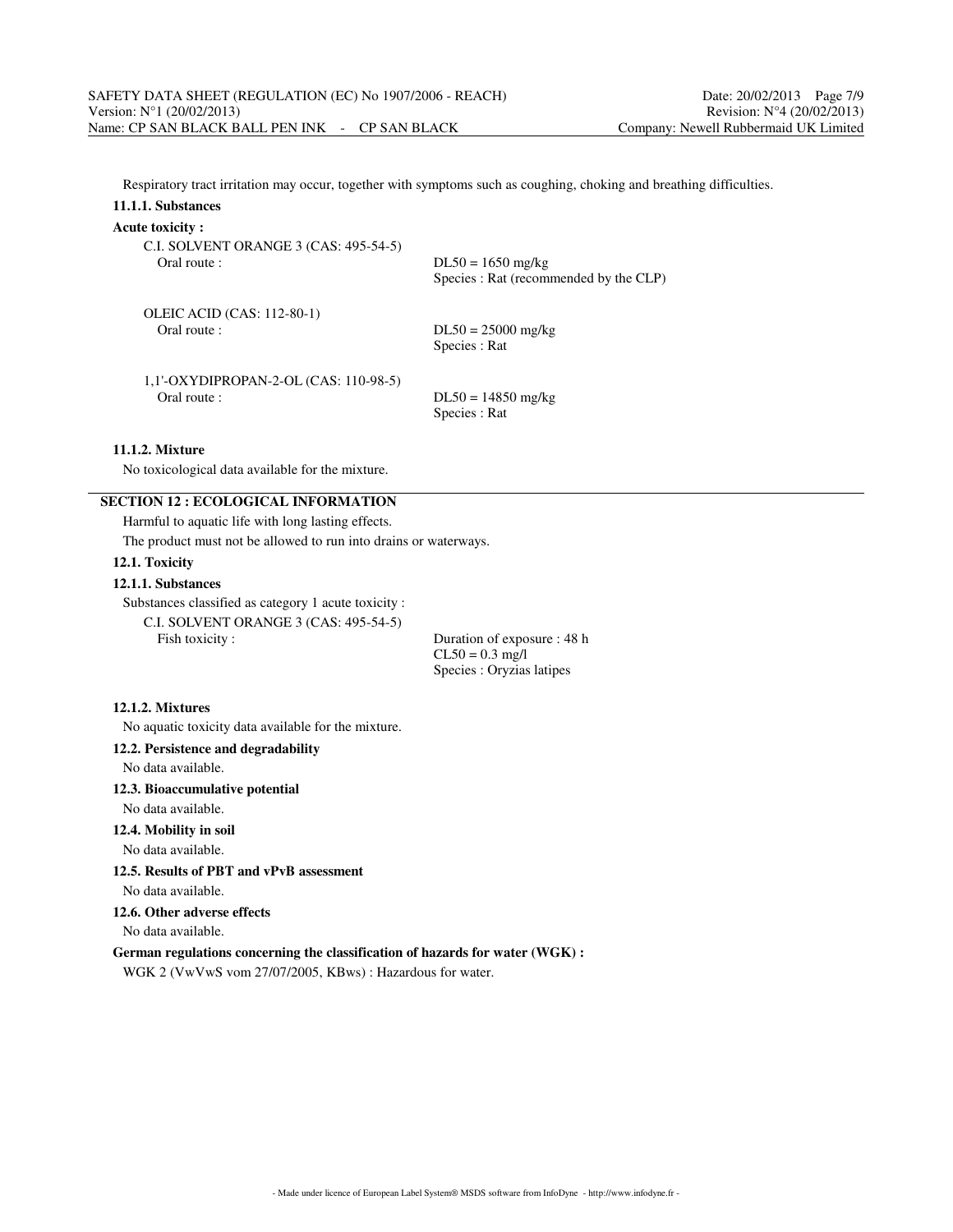Respiratory tract irritation may occur, together with symptoms such as coughing, choking and breathing difficulties.

#### 11.1.1. Substances

**Acute toxicity :**

C.I. SOLVENT ORANGE 3 (CAS: 495-54-5)

| | |
|---|---|
| Oral route : | DL50 = 1650 mg/kg<br>Species : Rat (recommended by the CLP) |

OLEIC ACID (CAS: 112-80-1)

| | |
|---|---|
| Oral route : | DL50 = 25000 mg/kg<br>Species : Rat |

1,1'-OXYDIPROPAN-2-OL (CAS: 110-98-5)

| | |
|---|---|
| Oral route : | DL50 = 14850 mg/kg<br>Species : Rat |

#### 11.1.2. Mixture

No toxicological data available for the mixture.

## SECTION 12 : ECOLOGICAL INFORMATION

Harmful to aquatic life with long lasting effects.

The product must not be allowed to run into drains or waterways.

### 12.1. Toxicity

#### 12.1.1. Substances

Substances classified as category 1 acute toxicity :

C.I. SOLVENT ORANGE 3 (CAS: 495-54-5)

| | |
|---|---|
| Fish toxicity : | Duration of exposure : 48 h<br>CL50 = 0.3 mg/l<br>Species : Oryzias latipes |

#### 12.1.2. Mixtures

No aquatic toxicity data available for the mixture.

### 12.2. Persistence and degradability

No data available.

### 12.3. Bioaccumulative potential

No data available.

### 12.4. Mobility in soil

No data available.

### 12.5. Results of PBT and vPvB assessment

No data available.

### 12.6. Other adverse effects

No data available.

**German regulations concerning the classification of hazards for water (WGK) :**

WGK 2 (VwVwS vom 27/07/2005, KBws) : Hazardous for water.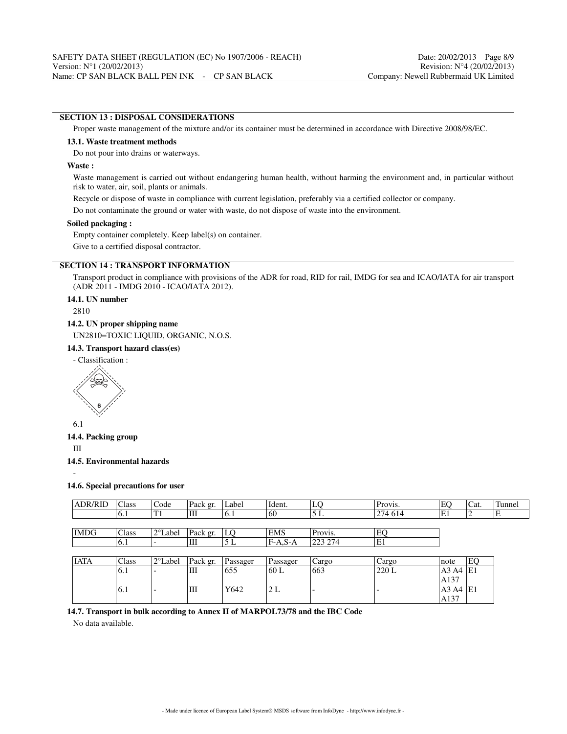## SECTION 13 : DISPOSAL CONSIDERATIONS

Proper waste management of the mixture and/or its container must be determined in accordance with Directive 2008/98/EC.

### 13.1. Waste treatment methods

Do not pour into drains or waterways.

**Waste :**

Waste management is carried out without endangering human health, without harming the environment and, in particular without risk to water, air, soil, plants or animals.

Recycle or dispose of waste in compliance with current legislation, preferably via a certified collector or company.

Do not contaminate the ground or water with waste, do not dispose of waste into the environment.

**Soiled packaging :**

Empty container completely. Keep label(s) on container.

Give to a certified disposal contractor.

## SECTION 14 : TRANSPORT INFORMATION

Transport product in compliance with provisions of the ADR for road, RID for rail, IMDG for sea and ICAO/IATA for air transport (ADR 2011 - IMDG 2010 - ICAO/IATA 2012).

### 14.1. UN number

2810

### 14.2. UN proper shipping name

UN2810=TOXIC LIQUID, ORGANIC, N.O.S.

### 14.3. Transport hazard class(es)

- Classification :

6.1

### 14.4. Packing group

III

### 14.5. Environmental hazards

-

### 14.6. Special precautions for user

| ADR/RID | Class | Code | Pack gr. | Label | Ident. | LQ | Provis. | EQ | Cat. | Tunnel |
|---|---|---|---|---|---|---|---|---|---|---|
| | 6.1 | T1 | III | 6.1 | 60 | 5 L | 274 614 | E1 | 2 | E |

| IMDG | Class | 2°Label | Pack gr. | LQ | EMS | Provis. | EQ |
|---|---|---|---|---|---|---|---|
| | 6.1 | - | III | 5 L | F-A,S-A | 223 274 | E1 |

| IATA | Class | 2°Label | Pack gr. | Passager | Passager | Cargo | Cargo | note | EQ |
|---|---|---|---|---|---|---|---|---|---|
| | 6.1 | - | III | 655 | 60 L | 663 | 220 L | A3 A4 A137 | E1 |
| | 6.1 | - | III | Y642 | 2 L | - | - | A3 A4 A137 | E1 |

### 14.7. Transport in bulk according to Annex II of MARPOL73/78 and the IBC Code

No data available.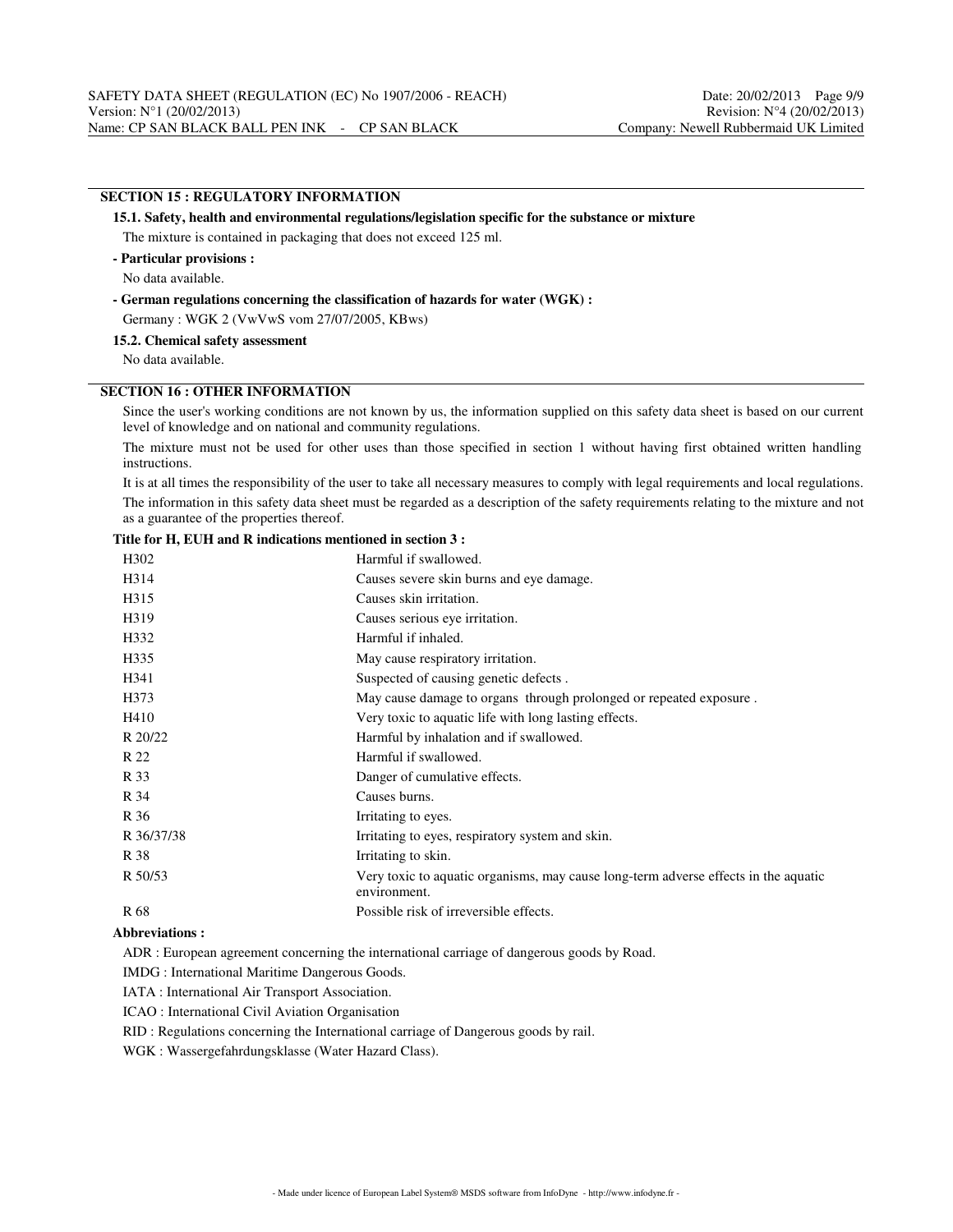## SECTION 15 : REGULATORY INFORMATION

### 15.1. Safety, health and environmental regulations/legislation specific for the substance or mixture

The mixture is contained in packaging that does not exceed 125 ml.

**- Particular provisions :**

No data available.

**- German regulations concerning the classification of hazards for water (WGK) :**

Germany : WGK 2 (VwVwS vom 27/07/2005, KBws)

### 15.2. Chemical safety assessment

No data available.

## SECTION 16 : OTHER INFORMATION

Since the user's working conditions are not known by us, the information supplied on this safety data sheet is based on our current level of knowledge and on national and community regulations.

The mixture must not be used for other uses than those specified in section 1 without having first obtained written handling instructions.

It is at all times the responsibility of the user to take all necessary measures to comply with legal requirements and local regulations.

The information in this safety data sheet must be regarded as a description of the safety requirements relating to the mixture and not as a guarantee of the properties thereof.

**Title for H, EUH and R indications mentioned in section 3 :**

| | |
|---|---|
| H302 | Harmful if swallowed. |
| H314 | Causes severe skin burns and eye damage. |
| H315 | Causes skin irritation. |
| H319 | Causes serious eye irritation. |
| H332 | Harmful if inhaled. |
| H335 | May cause respiratory irritation. |
| H341 | Suspected of causing genetic defects . |
| H373 | May cause damage to organs through prolonged or repeated exposure . |
| H410 | Very toxic to aquatic life with long lasting effects. |
| R 20/22 | Harmful by inhalation and if swallowed. |
| R 22 | Harmful if swallowed. |
| R 33 | Danger of cumulative effects. |
| R 34 | Causes burns. |
| R 36 | Irritating to eyes. |
| R 36/37/38 | Irritating to eyes, respiratory system and skin. |
| R 38 | Irritating to skin. |
| R 50/53 | Very toxic to aquatic organisms, may cause long-term adverse effects in the aquatic environment. |
| R 68 | Possible risk of irreversible effects. |

**Abbreviations :**

ADR : European agreement concerning the international carriage of dangerous goods by Road.

IMDG : International Maritime Dangerous Goods.

IATA : International Air Transport Association.

ICAO : International Civil Aviation Organisation

RID : Regulations concerning the International carriage of Dangerous goods by rail.

WGK : Wassergefahrdungsklasse (Water Hazard Class).